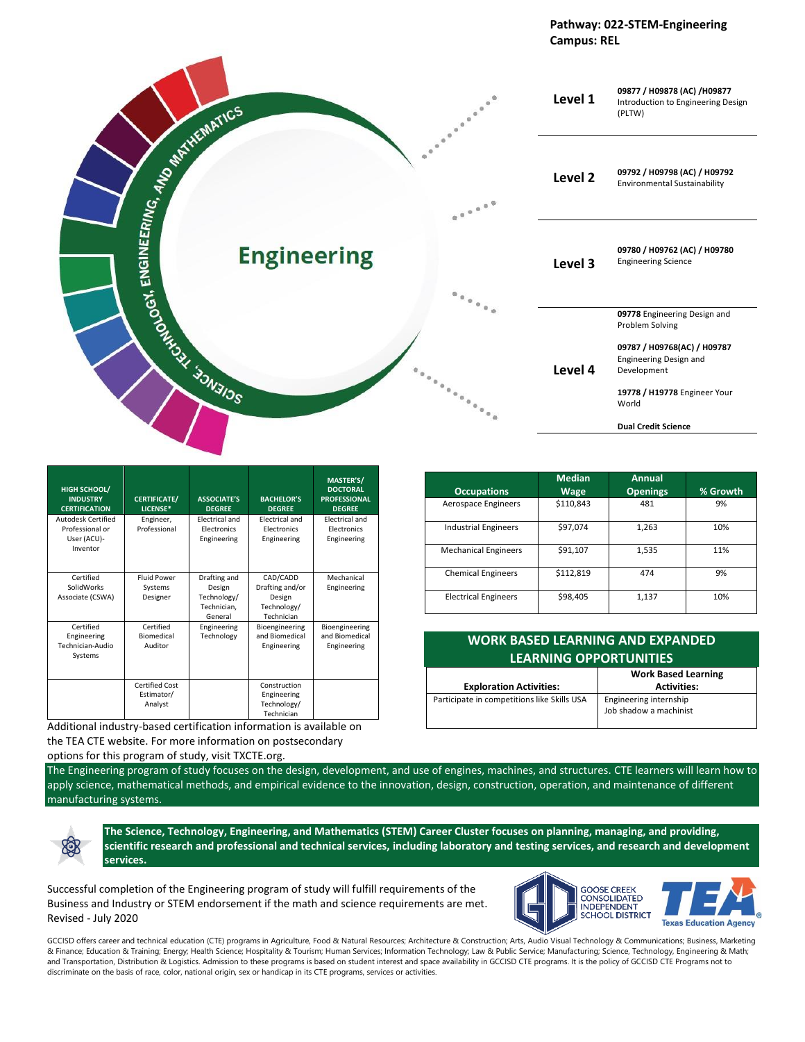**Pathway: 022-STEM-Engineering**
**Campus: REL**

# Engineering

SCIENCE, TECHNOLOGY, ENGINEERING, AND MATHEMATICS

| Level | Courses |
|---|---|
| **Level 1** | **09877 / H09878 (AC) /H09877** Introduction to Engineering Design (PLTW) |
| **Level 2** | **09792 / H09798 (AC) / H09792** Environmental Sustainability |
| **Level 3** | **09780 / H09762 (AC) / H09780** Engineering Science |
| **Level 4** | **09778** Engineering Design and Problem Solving<br>**09787 / H09768(AC) / H09787** Engineering Design and Development<br>**19778 / H19778** Engineer Your World<br>**Dual Credit Science** |

| HIGH SCHOOL/ INDUSTRY CERTIFICATION | CERTIFICATE/ LICENSE* | ASSOCIATE'S DEGREE | BACHELOR'S DEGREE | MASTER'S/ DOCTORAL PROFESSIONAL DEGREE |
|---|---|---|---|---|
| Autodesk Certified Professional or User (ACU)- Inventor | Engineer, Professional | Electrical and Electronics Engineering | Electrical and Electronics Engineering | Electrical and Electronics Engineering |
| Certified SolidWorks Associate (CSWA) | Fluid Power Systems Designer | Drafting and Design Technology/ Technician, General | CAD/CADD Drafting and/or Design Technology/ Technician | Mechanical Engineering |
| Certified Engineering Technician-Audio Systems | Certified Biomedical Auditor | Engineering Technology | Bioengineering and Biomedical Engineering | Bioengineering and Biomedical Engineering |
| | Certified Cost Estimator/ Analyst | | Construction Engineering Technology/ Technician | |

Additional industry-based certification information is available on the TEA CTE website. For more information on postsecondary options for this program of study, visit TXCTE.org.

| Occupations | Median Wage | Annual Openings | % Growth |
|---|---|---|---|
| Aerospace Engineers | $110,843 | 481 | 9% |
| Industrial Engineers | $97,074 | 1,263 | 10% |
| Mechanical Engineers | $91,107 | 1,535 | 11% |
| Chemical Engineers | $112,819 | 474 | 9% |
| Electrical Engineers | $98,405 | 1,137 | 10% |

## WORK BASED LEARNING AND EXPANDED LEARNING OPPORTUNITIES

| Exploration Activities: | Work Based Learning Activities: |
|---|---|
| Participate in competitions like Skills USA | Engineering internship<br>Job shadow a machinist |

The Engineering program of study focuses on the design, development, and use of engines, machines, and structures. CTE learners will learn how to apply science, mathematical methods, and empirical evidence to the innovation, design, construction, operation, and maintenance of different manufacturing systems.

**The Science, Technology, Engineering, and Mathematics (STEM) Career Cluster focuses on planning, managing, and providing, scientific research and professional and technical services, including laboratory and testing services, and research and development services.**

Successful completion of the Engineering program of study will fulfill requirements of the Business and Industry or STEM endorsement if the math and science requirements are met.
Revised - July 2020

GOOSE CREEK CONSOLIDATED INDEPENDENT SCHOOL DISTRICT

TEA Texas Education Agency

GCCISD offers career and technical education (CTE) programs in Agriculture, Food & Natural Resources; Architecture & Construction; Arts, Audio Visual Technology & Communications; Business, Marketing & Finance; Education & Training; Energy; Health Science; Hospitality & Tourism; Human Services; Information Technology; Law & Public Service; Manufacturing; Science, Technology, Engineering & Math; and Transportation, Distribution & Logistics. Admission to these programs is based on student interest and space availability in GCCISD CTE programs. It is the policy of GCCISD CTE Programs not to discriminate on the basis of race, color, national origin, sex or handicap in its CTE programs, services or activities.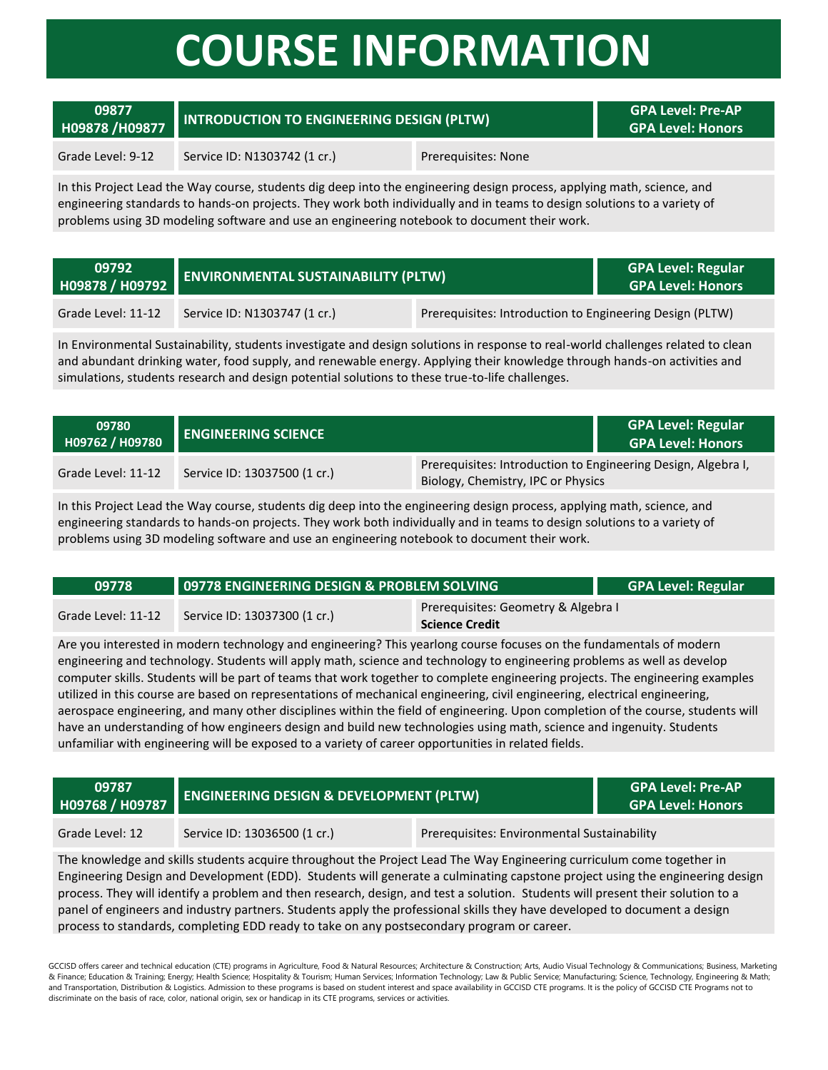# COURSE INFORMATION

| 09877<br>H09878 /H09877 | INTRODUCTION TO ENGINEERING DESIGN (PLTW) | GPA Level: Pre-AP<br>GPA Level: Honors |
|---|---|---|
| Grade Level: 9-12 | Service ID: N1303742 (1 cr.) | Prerequisites: None |

In this Project Lead the Way course, students dig deep into the engineering design process, applying math, science, and engineering standards to hands-on projects. They work both individually and in teams to design solutions to a variety of problems using 3D modeling software and use an engineering notebook to document their work.

| 09792<br>H09878 / H09792 | ENVIRONMENTAL SUSTAINABILITY (PLTW) | GPA Level: Regular<br>GPA Level: Honors |
|---|---|---|
| Grade Level: 11-12 | Service ID: N1303747 (1 cr.) | Prerequisites: Introduction to Engineering Design (PLTW) |

In Environmental Sustainability, students investigate and design solutions in response to real-world challenges related to clean and abundant drinking water, food supply, and renewable energy. Applying their knowledge through hands-on activities and simulations, students research and design potential solutions to these true-to-life challenges.

| 09780<br>H09762 / H09780 | ENGINEERING SCIENCE | GPA Level: Regular<br>GPA Level: Honors |
|---|---|---|
| Grade Level: 11-12 | Service ID: 13037500 (1 cr.) | Prerequisites: Introduction to Engineering Design, Algebra I, Biology, Chemistry, IPC or Physics |

In this Project Lead the Way course, students dig deep into the engineering design process, applying math, science, and engineering standards to hands-on projects. They work both individually and in teams to design solutions to a variety of problems using 3D modeling software and use an engineering notebook to document their work.

| 09778 | 09778 ENGINEERING DESIGN & PROBLEM SOLVING | GPA Level: Regular |
|---|---|---|
| Grade Level: 11-12 | Service ID: 13037300 (1 cr.) | Prerequisites: Geometry & Algebra I<br>**Science Credit** |

Are you interested in modern technology and engineering? This yearlong course focuses on the fundamentals of modern engineering and technology. Students will apply math, science and technology to engineering problems as well as develop computer skills. Students will be part of teams that work together to complete engineering projects. The engineering examples utilized in this course are based on representations of mechanical engineering, civil engineering, electrical engineering, aerospace engineering, and many other disciplines within the field of engineering. Upon completion of the course, students will have an understanding of how engineers design and build new technologies using math, science and ingenuity. Students unfamiliar with engineering will be exposed to a variety of career opportunities in related fields.

| 09787<br>H09768 / H09787 | ENGINEERING DESIGN & DEVELOPMENT (PLTW) | GPA Level: Pre-AP<br>GPA Level: Honors |
|---|---|---|
| Grade Level: 12 | Service ID: 13036500 (1 cr.) | Prerequisites: Environmental Sustainability |

The knowledge and skills students acquire throughout the Project Lead The Way Engineering curriculum come together in Engineering Design and Development (EDD). Students will generate a culminating capstone project using the engineering design process. They will identify a problem and then research, design, and test a solution. Students will present their solution to a panel of engineers and industry partners. Students apply the professional skills they have developed to document a design process to standards, completing EDD ready to take on any postsecondary program or career.

GCCISD offers career and technical education (CTE) programs in Agriculture, Food & Natural Resources; Architecture & Construction; Arts, Audio Visual Technology & Communications; Business, Marketing & Finance; Education & Training; Energy; Health Science; Hospitality & Tourism; Human Services; Information Technology; Law & Public Service; Manufacturing; Science, Technology, Engineering & Math; and Transportation, Distribution & Logistics. Admission to these programs is based on student interest and space availability in GCCISD CTE programs. It is the policy of GCCISD CTE Programs not to discriminate on the basis of race, color, national origin, sex or handicap in its CTE programs, services or activities.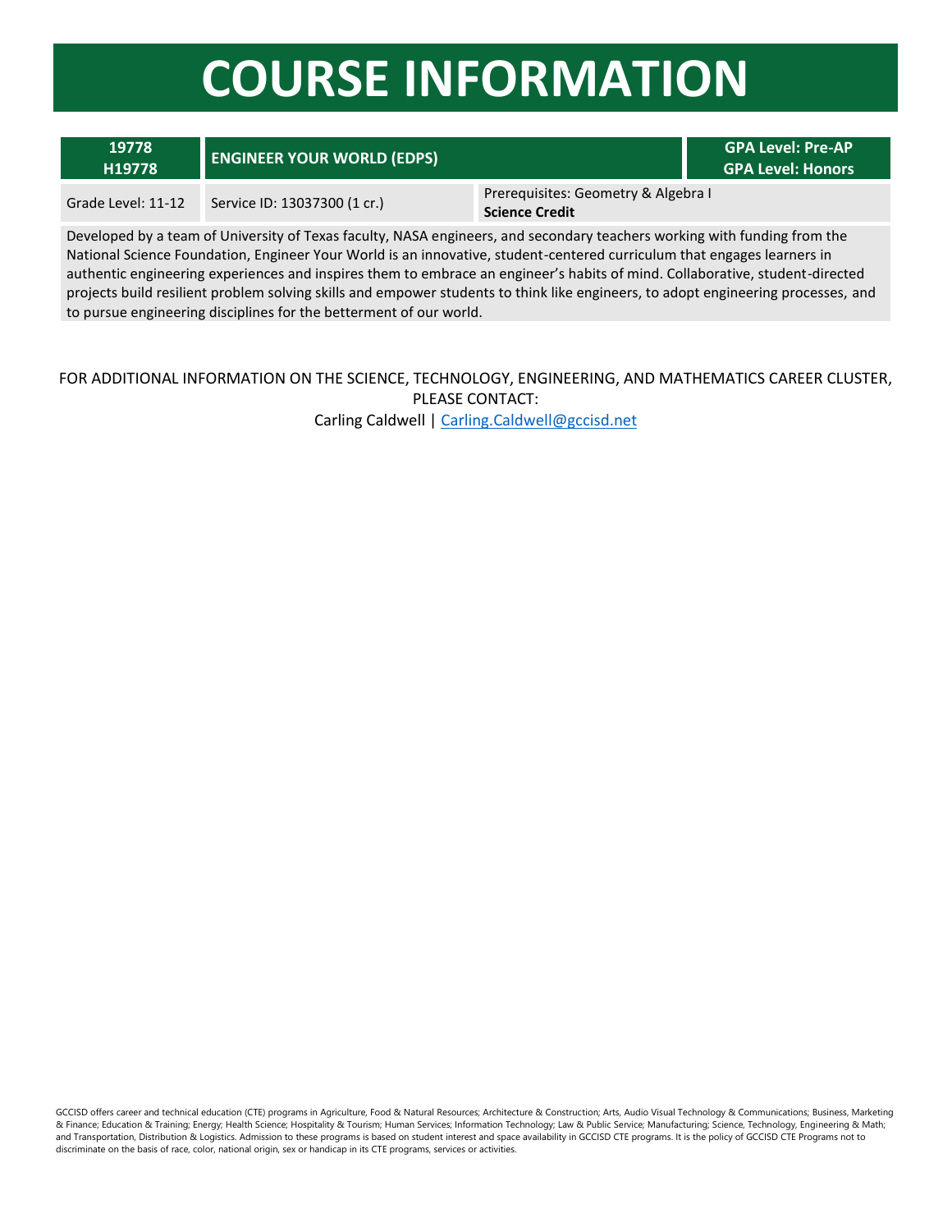# COURSE INFORMATION

| | | | |
|---|---|---|---|
| **19778**<br>**H19778** | **ENGINEER YOUR WORLD (EDPS)** | | **GPA Level: Pre-AP**<br>**GPA Level: Honors** |
| Grade Level: 11-12 | Service ID: 13037300 (1 cr.) | Prerequisites: Geometry & Algebra I<br>**Science Credit** | |

Developed by a team of University of Texas faculty, NASA engineers, and secondary teachers working with funding from the National Science Foundation, Engineer Your World is an innovative, student-centered curriculum that engages learners in authentic engineering experiences and inspires them to embrace an engineer's habits of mind. Collaborative, student-directed projects build resilient problem solving skills and empower students to think like engineers, to adopt engineering processes, and to pursue engineering disciplines for the betterment of our world.

FOR ADDITIONAL INFORMATION ON THE SCIENCE, TECHNOLOGY, ENGINEERING, AND MATHEMATICS CAREER CLUSTER, PLEASE CONTACT:

Carling Caldwell | Carling.Caldwell@gccisd.net

GCCISD offers career and technical education (CTE) programs in Agriculture, Food & Natural Resources; Architecture & Construction; Arts, Audio Visual Technology & Communications; Business, Marketing & Finance; Education & Training; Energy; Health Science; Hospitality & Tourism; Human Services; Information Technology; Law & Public Service; Manufacturing; Science, Technology, Engineering & Math; and Transportation, Distribution & Logistics. Admission to these programs is based on student interest and space availability in GCCISD CTE programs. It is the policy of GCCISD CTE Programs not to discriminate on the basis of race, color, national origin, sex or handicap in its CTE programs, services or activities.